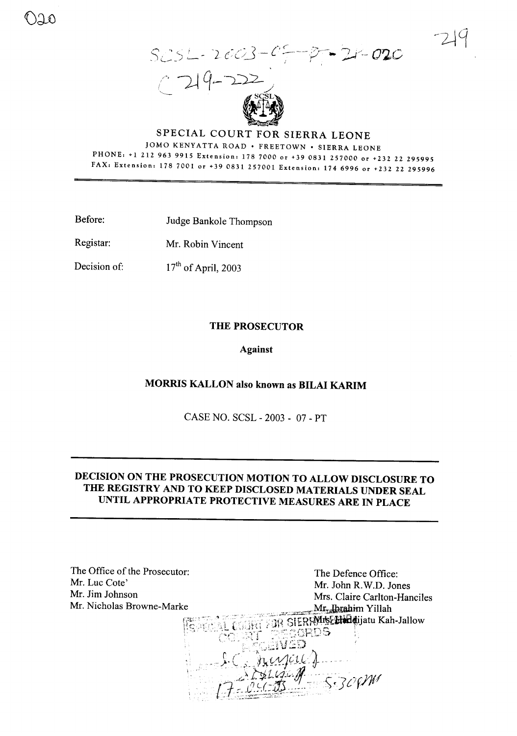SCSL-2003-07-PT-020

(219-222)

# SPECIAL COURT FOR SIERRA LEONE

JOMO KENYATTA ROAD • FREETOWN • SIERRA LEONE

PHONE: +1 212 963 9915 Extension: 178 7000 or +39 0831 257000 or +232 22 295995

FAX: Extension: 178 7001 or +39 0831 257001 Extension: 174 6996 or +232 22 295996

---

Before: Judge Bankole Thompson

Registar: Mr. Robin Vincent

Decision of: 17th of April, 2003

**THE PROSECUTOR**

**Against**

**MORRIS KALLON also known as BILAI KARIM**

CASE NO. SCSL - 2003 - 07 - PT

---

**DECISION ON THE PROSECUTION MOTION TO ALLOW DISCLOSURE TO THE REGISTRY AND TO KEEP DISCLOSED MATERIALS UNDER SEAL UNTIL APPROPRIATE PROTECTIVE MEASURES ARE IN PLACE**

---

The Office of the Prosecutor:
Mr. Luc Cote'
Mr. Jim Johnson
Mr. Nicholas Browne-Marke

The Defence Office:
Mr. John R.W.D. Jones
Mrs. Claire Carlton-Hanciles
Mr. Ibrahim Yillah
Mrs. Haddijatu Kah-Jallow

SPECIAL COURT FOR SIERRA LEONE
COURT RECORDS
RECEIVED
17-04-03
5:30PM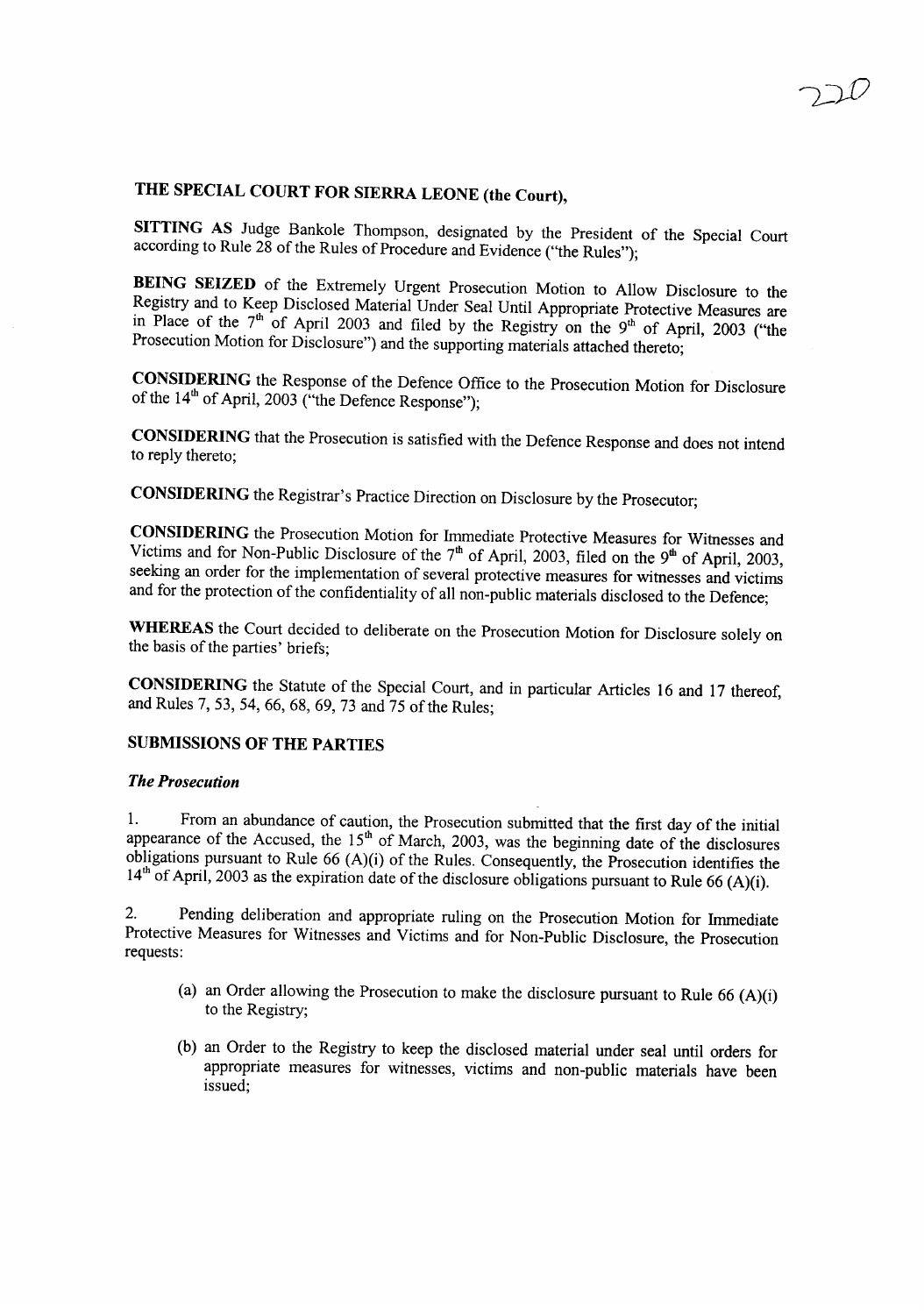**THE SPECIAL COURT FOR SIERRA LEONE (the Court),**

**SITTING AS** Judge Bankole Thompson, designated by the President of the Special Court according to Rule 28 of the Rules of Procedure and Evidence ("the Rules");

**BEING SEIZED** of the Extremely Urgent Prosecution Motion to Allow Disclosure to the Registry and to Keep Disclosed Material Under Seal Until Appropriate Protective Measures are in Place of the 7th of April 2003 and filed by the Registry on the 9th of April, 2003 ("the Prosecution Motion for Disclosure") and the supporting materials attached thereto;

**CONSIDERING** the Response of the Defence Office to the Prosecution Motion for Disclosure of the 14th of April, 2003 ("the Defence Response");

**CONSIDERING** that the Prosecution is satisfied with the Defence Response and does not intend to reply thereto;

**CONSIDERING** the Registrar's Practice Direction on Disclosure by the Prosecutor;

**CONSIDERING** the Prosecution Motion for Immediate Protective Measures for Witnesses and Victims and for Non-Public Disclosure of the 7th of April, 2003, filed on the 9th of April, 2003, seeking an order for the implementation of several protective measures for witnesses and victims and for the protection of the confidentiality of all non-public materials disclosed to the Defence;

**WHEREAS** the Court decided to deliberate on the Prosecution Motion for Disclosure solely on the basis of the parties' briefs;

**CONSIDERING** the Statute of the Special Court, and in particular Articles 16 and 17 thereof, and Rules 7, 53, 54, 66, 68, 69, 73 and 75 of the Rules;

## SUBMISSIONS OF THE PARTIES

### *The Prosecution*

1. From an abundance of caution, the Prosecution submitted that the first day of the initial appearance of the Accused, the 15th of March, 2003, was the beginning date of the disclosures obligations pursuant to Rule 66 (A)(i) of the Rules. Consequently, the Prosecution identifies the 14th of April, 2003 as the expiration date of the disclosure obligations pursuant to Rule 66 (A)(i).

2. Pending deliberation and appropriate ruling on the Prosecution Motion for Immediate Protective Measures for Witnesses and Victims and for Non-Public Disclosure, the Prosecution requests:

   (a) an Order allowing the Prosecution to make the disclosure pursuant to Rule 66 (A)(i) to the Registry;

   (b) an Order to the Registry to keep the disclosed material under seal until orders for appropriate measures for witnesses, victims and non-public materials have been issued;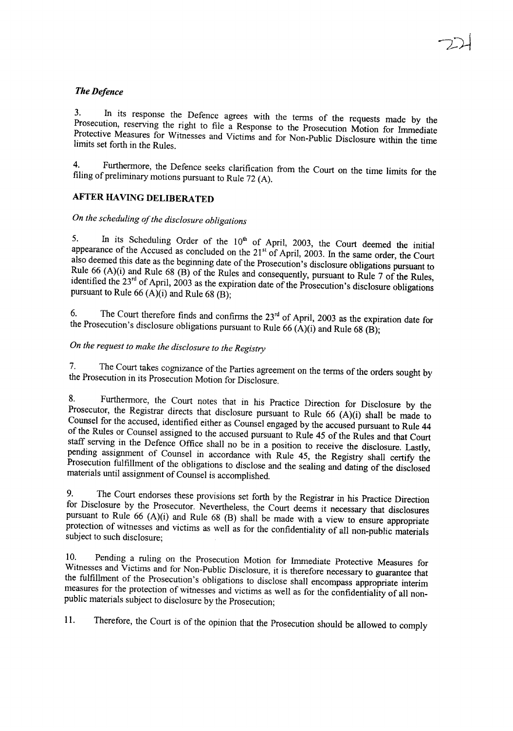*The Defence*

3. In its response the Defence agrees with the terms of the requests made by the Prosecution, reserving the right to file a Response to the Prosecution Motion for Immediate Protective Measures for Witnesses and Victims and for Non-Public Disclosure within the time limits set forth in the Rules.

4. Furthermore, the Defence seeks clarification from the Court on the time limits for the filing of preliminary motions pursuant to Rule 72 (A).

**AFTER HAVING DELIBERATED**

*On the scheduling of the disclosure obligations*

5. In its Scheduling Order of the 10th of April, 2003, the Court deemed the initial appearance of the Accused as concluded on the 21st of April, 2003. In the same order, the Court also deemed this date as the beginning date of the Prosecution's disclosure obligations pursuant to Rule 66 (A)(i) and Rule 68 (B) of the Rules and consequently, pursuant to Rule 7 of the Rules, identified the 23rd of April, 2003 as the expiration date of the Prosecution's disclosure obligations pursuant to Rule 66 (A)(i) and Rule 68 (B);

6. The Court therefore finds and confirms the 23rd of April, 2003 as the expiration date for the Prosecution's disclosure obligations pursuant to Rule 66 (A)(i) and Rule 68 (B);

*On the request to make the disclosure to the Registry*

7. The Court takes cognizance of the Parties agreement on the terms of the orders sought by the Prosecution in its Prosecution Motion for Disclosure.

8. Furthermore, the Court notes that in his Practice Direction for Disclosure by the Prosecutor, the Registrar directs that disclosure pursuant to Rule 66 (A)(i) shall be made to Counsel for the accused, identified either as Counsel engaged by the accused pursuant to Rule 44 of the Rules or Counsel assigned to the accused pursuant to Rule 45 of the Rules and that Court staff serving in the Defence Office shall no be in a position to receive the disclosure. Lastly, pending assignment of Counsel in accordance with Rule 45, the Registry shall certify the Prosecution fulfillment of the obligations to disclose and the sealing and dating of the disclosed materials until assignment of Counsel is accomplished.

9. The Court endorses these provisions set forth by the Registrar in his Practice Direction for Disclosure by the Prosecutor. Nevertheless, the Court deems it necessary that disclosures pursuant to Rule 66 (A)(i) and Rule 68 (B) shall be made with a view to ensure appropriate protection of witnesses and victims as well as for the confidentiality of all non-public materials subject to such disclosure;

10. Pending a ruling on the Prosecution Motion for Immediate Protective Measures for Witnesses and Victims and for Non-Public Disclosure, it is therefore necessary to guarantee that the fulfillment of the Prosecution's obligations to disclose shall encompass appropriate interim measures for the protection of witnesses and victims as well as for the confidentiality of all non-public materials subject to disclosure by the Prosecution;

11. Therefore, the Court is of the opinion that the Prosecution should be allowed to comply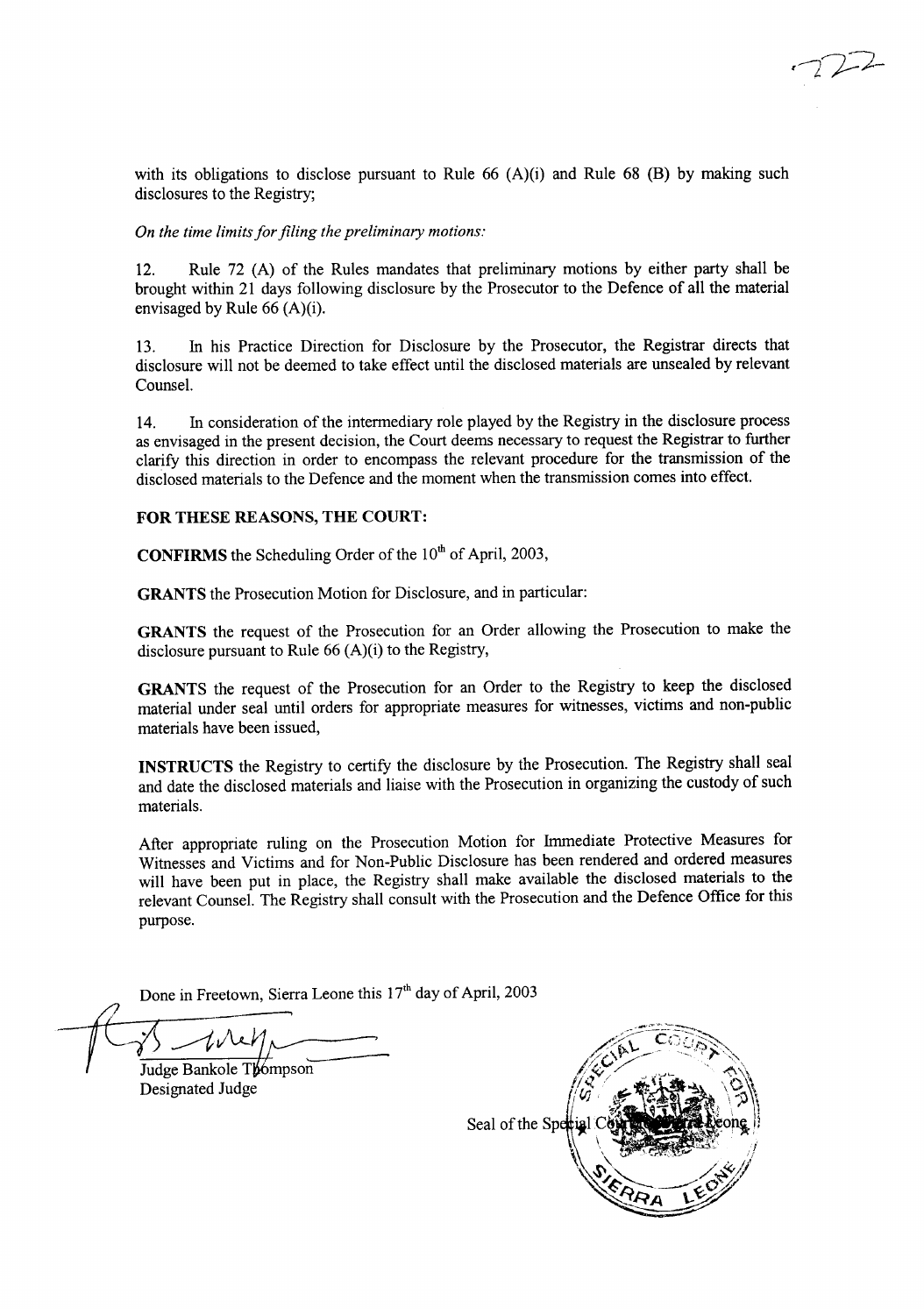with its obligations to disclose pursuant to Rule 66 (A)(i) and Rule 68 (B) by making such disclosures to the Registry;

*On the time limits for filing the preliminary motions:*

12. Rule 72 (A) of the Rules mandates that preliminary motions by either party shall be brought within 21 days following disclosure by the Prosecutor to the Defence of all the material envisaged by Rule 66 (A)(i).

13. In his Practice Direction for Disclosure by the Prosecutor, the Registrar directs that disclosure will not be deemed to take effect until the disclosed materials are unsealed by relevant Counsel.

14. In consideration of the intermediary role played by the Registry in the disclosure process as envisaged in the present decision, the Court deems necessary to request the Registrar to further clarify this direction in order to encompass the relevant procedure for the transmission of the disclosed materials to the Defence and the moment when the transmission comes into effect.

**FOR THESE REASONS, THE COURT:**

**CONFIRMS** the Scheduling Order of the 10th of April, 2003,

**GRANTS** the Prosecution Motion for Disclosure, and in particular:

**GRANTS** the request of the Prosecution for an Order allowing the Prosecution to make the disclosure pursuant to Rule 66 (A)(i) to the Registry,

**GRANTS** the request of the Prosecution for an Order to the Registry to keep the disclosed material under seal until orders for appropriate measures for witnesses, victims and non-public materials have been issued,

**INSTRUCTS** the Registry to certify the disclosure by the Prosecution. The Registry shall seal and date the disclosed materials and liaise with the Prosecution in organizing the custody of such materials.

After appropriate ruling on the Prosecution Motion for Immediate Protective Measures for Witnesses and Victims and for Non-Public Disclosure has been rendered and ordered measures will have been put in place, the Registry shall make available the disclosed materials to the relevant Counsel. The Registry shall consult with the Prosecution and the Defence Office for this purpose.

Done in Freetown, Sierra Leone this 17th day of April, 2003

Judge Bankole Thompson
Designated Judge

Seal of the Special Court for Sierra Leone